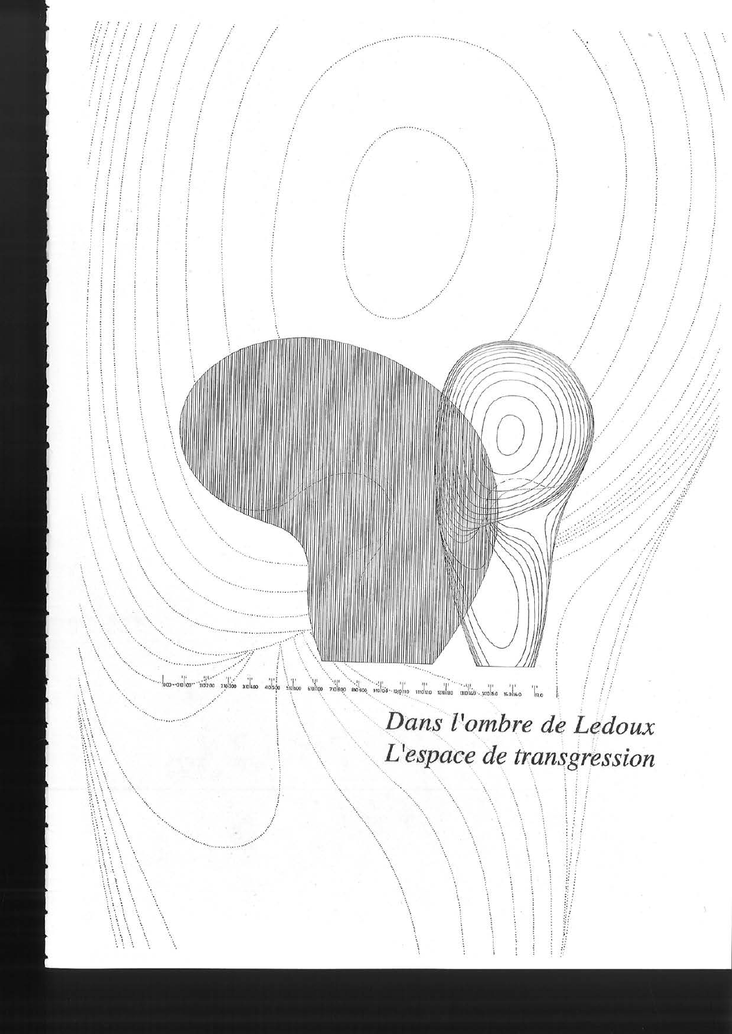*Dans l'ombre de Ledoux*
*L'espace de transgression*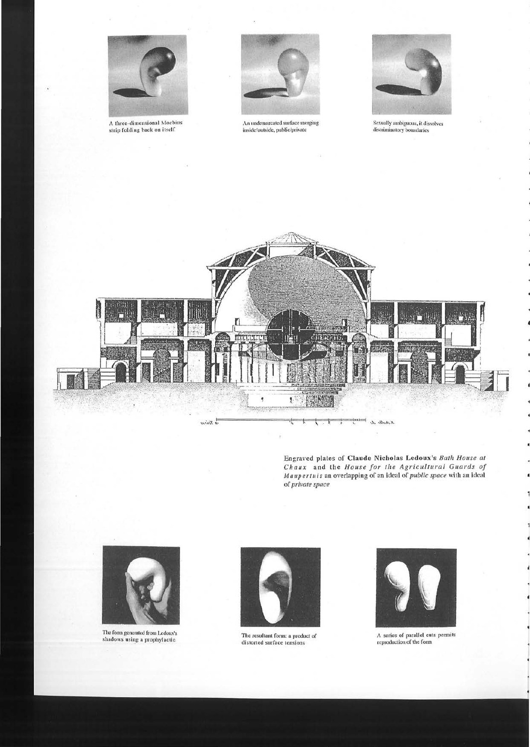A three-dimensional Moebius strip folding back on itself

An undemarcated surface merging inside/outside, public/private

Sexually ambiguous, it dissolves discriminatory boundaries

Engraved plates of **Claude Nicholas Ledoux**'s *Bath House at Chaux* and the *House for the Agricultural Guards of Maupertuis* an overlapping of an ideal of *public space* with an ideal of *private space*

The form generated from Ledoux's shadows using a prophylactic

The resultant form: a product of distorted surface tensions

A series of parallel cuts permits reproduction of the form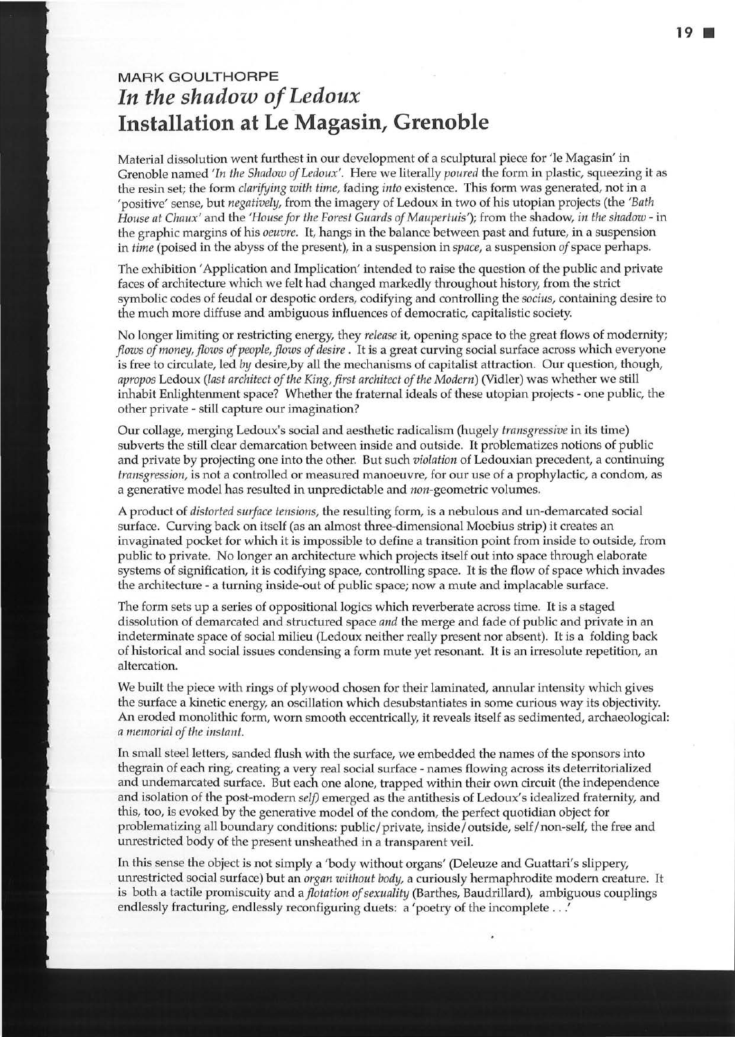MARK GOULTHORPE
# *In the shadow of Ledoux*
# Installation at Le Magasin, Grenoble

Material dissolution went furthest in our development of a sculptural piece for 'le Magasin' in Grenoble named *'In the Shadow of Ledoux'*. Here we literally *poured* the form in plastic, squeezing it as the resin set; the form *clarifying with time*, fading *into* existence. This form was generated, not in a 'positive' sense, but *negatively*, from the imagery of Ledoux in two of his utopian projects (the *'Bath House at Chaux'* and the *'House for the Forest Guards of Maupertuis'*); from the shadow, *in the shadow* - in the graphic margins of his *oeuvre*. It, hangs in the balance between past and future, in a suspension in *time* (poised in the abyss of the present), in a suspension in *space*, a suspension *of* space perhaps.

The exhibition 'Application and Implication' intended to raise the question of the public and private faces of architecture which we felt had changed markedly throughout history, from the strict symbolic codes of feudal or despotic orders, codifying and controlling the *socius*, containing desire to the much more diffuse and ambiguous influences of democratic, capitalistic society.

No longer limiting or restricting energy, they *release* it, opening space to the great flows of modernity; *flows of money, flows of people, flows of desire* . It is a great curving social surface across which everyone is free to circulate, led *by* desire,by all the mechanisms of capitalist attraction. Our question, though, *apropos* Ledoux (*last architect of the King, first architect of the Modern*) (Vidler) was whether we still inhabit Enlightenment space? Whether the fraternal ideals of these utopian projects - one public, the other private - still capture our imagination?

Our collage, merging Ledoux's social and aesthetic radicalism (hugely *transgressive* in its time) subverts the still clear demarcation between inside and outside. It problematizes notions of public and private by projecting one into the other. But such *violation* of Ledouxian precedent, a continuing *transgression*, is not a controlled or measured manoeuvre, for our use of a prophylactic, a condom, as a generative model has resulted in unpredictable and *non*-geometric volumes.

A product of *distorted surface tensions*, the resulting form, is a nebulous and un-demarcated social surface. Curving back on itself (as an almost three-dimensional Moebius strip) it creates an invaginated pocket for which it is impossible to define a transition point from inside to outside, from public to private. No longer an architecture which projects itself out into space through elaborate systems of signification, it is codifying space, controlling space. It is the flow of space which invades the architecture - a turning inside-out of public space; now a mute and implacable surface.

The form sets up a series of oppositional logics which reverberate across time. It is a staged dissolution of demarcated and structured space *and* the merge and fade of public and private in an indeterminate space of social milieu (Ledoux neither really present nor absent). It is a folding back of historical and social issues condensing a form mute yet resonant. It is an irresolute repetition, an altercation.

We built the piece with rings of plywood chosen for their laminated, annular intensity which gives the surface a kinetic energy, an oscillation which desubstantiates in some curious way its objectivity. An eroded monolithic form, worn smooth eccentrically, it reveals itself as sedimented, archaeological: *a memorial of the instant*.

In small steel letters, sanded flush with the surface, we embedded the names of the sponsors into thegrain of each ring, creating a very real social surface - names flowing across its deterritorialized and undemarcated surface. But each one alone, trapped within their own circuit (the independence and isolation of the post-modern *self*) emerged as the antithesis of Ledoux's idealized fraternity, and this, too, is evoked by the generative model of the condom, the perfect quotidian object for problematizing all boundary conditions: public/private, inside/outside, self/non-self, the free and unrestricted body of the present unsheathed in a transparent veil.

In this sense the object is not simply a 'body without organs' (Deleuze and Guattari's slippery, unrestricted social surface) but an *organ without body*, a curiously hermaphrodite modern creature. It is both a tactile promiscuity and a *flotation of sexuality* (Barthes, Baudrillard), ambiguous couplings endlessly fracturing, endlessly reconfiguring duets: a 'poetry of the incomplete . . .'